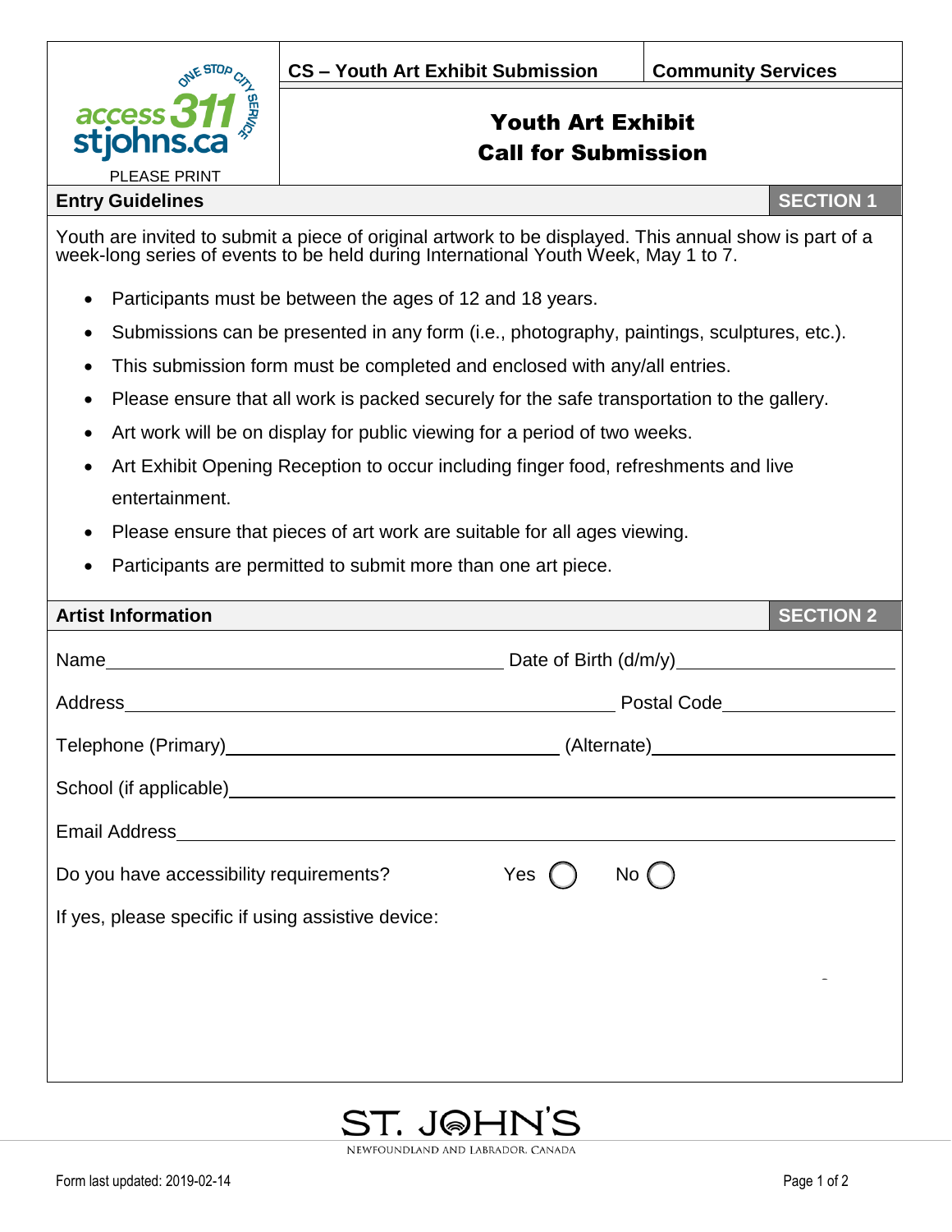| CS – Youth Art Exhibit Submission | Community Services |
|---|---|

PLEASE PRINT

# Youth Art Exhibit
# Call for Submission

## Entry Guidelines — SECTION 1

Youth are invited to submit a piece of original artwork to be displayed. This annual show is part of a week-long series of events to be held during International Youth Week, May 1 to 7.

- Participants must be between the ages of 12 and 18 years.
- Submissions can be presented in any form (i.e., photography, paintings, sculptures, etc.).
- This submission form must be completed and enclosed with any/all entries.
- Please ensure that all work is packed securely for the safe transportation to the gallery.
- Art work will be on display for public viewing for a period of two weeks.
- Art Exhibit Opening Reception to occur including finger food, refreshments and live entertainment.
- Please ensure that pieces of art work are suitable for all ages viewing.
- Participants are permitted to submit more than one art piece.

## Artist Information — SECTION 2

Name\_\_\_\_\_\_\_\_\_\_\_\_\_\_\_\_\_\_\_\_ Date of Birth (d/m/y)\_\_\_\_\_\_\_\_\_\_\_\_\_\_\_\_\_\_\_\_

Address\_\_\_\_\_\_\_\_\_\_\_\_\_\_\_\_\_\_\_\_ Postal Code\_\_\_\_\_\_\_\_\_\_\_\_\_\_\_\_\_\_\_\_

Telephone (Primary)\_\_\_\_\_\_\_\_\_\_\_\_\_\_\_\_\_\_\_\_ (Alternate)\_\_\_\_\_\_\_\_\_\_\_\_\_\_\_\_\_\_\_\_

School (if applicable)\_\_\_\_\_\_\_\_\_\_\_\_\_\_\_\_\_\_\_\_

Email Address\_\_\_\_\_\_\_\_\_\_\_\_\_\_\_\_\_\_\_\_

Do you have accessibility requirements? Yes ◯ No ◯

If yes, please specific if using assistive device:

ST. JOHN'S
NEWFOUNDLAND AND LABRADOR, CANADA

Form last updated: 2019-02-14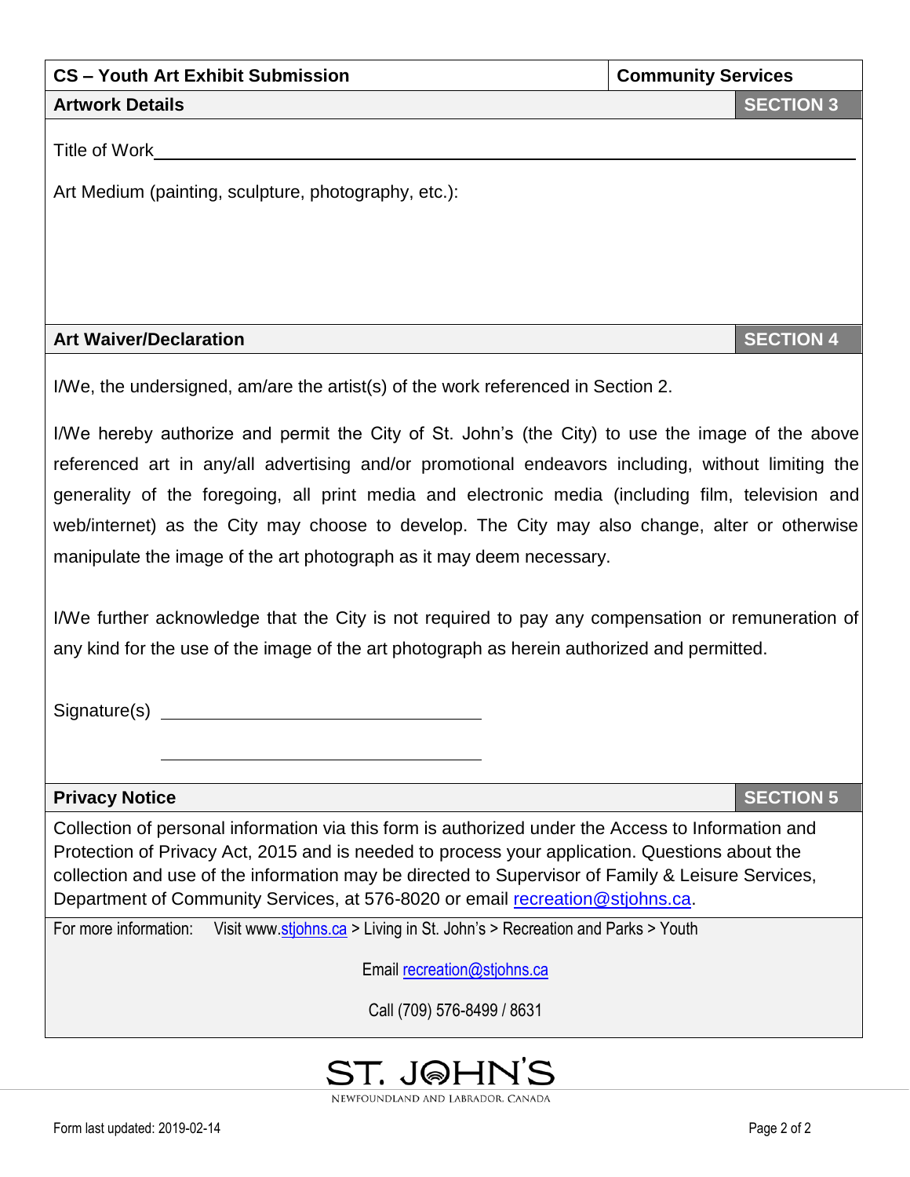**CS – Youth Art Exhibit Submission** | **Community Services**

## Artwork Details — SECTION 3

Title of Work ______________________________________________

Art Medium (painting, sculpture, photography, etc.):

## Art Waiver/Declaration — SECTION 4

I/We, the undersigned, am/are the artist(s) of the work referenced in Section 2.

I/We hereby authorize and permit the City of St. John's (the City) to use the image of the above referenced art in any/all advertising and/or promotional endeavors including, without limiting the generality of the foregoing, all print media and electronic media (including film, television and web/internet) as the City may choose to develop. The City may also change, alter or otherwise manipulate the image of the art photograph as it may deem necessary.

I/We further acknowledge that the City is not required to pay any compensation or remuneration of any kind for the use of the image of the art photograph as herein authorized and permitted.

Signature(s) ______________________________

______________________________

## Privacy Notice — SECTION 5

Collection of personal information via this form is authorized under the Access to Information and Protection of Privacy Act, 2015 and is needed to process your application. Questions about the collection and use of the information may be directed to Supervisor of Family & Leisure Services, Department of Community Services, at 576-8020 or email recreation@stjohns.ca.

For more information: Visit www.stjohns.ca > Living in St. John's > Recreation and Parks > Youth

Email recreation@stjohns.ca

Call (709) 576-8499 / 8631

ST. JOHN'S
NEWFOUNDLAND AND LABRADOR, CANADA

Form last updated: 2019-02-14